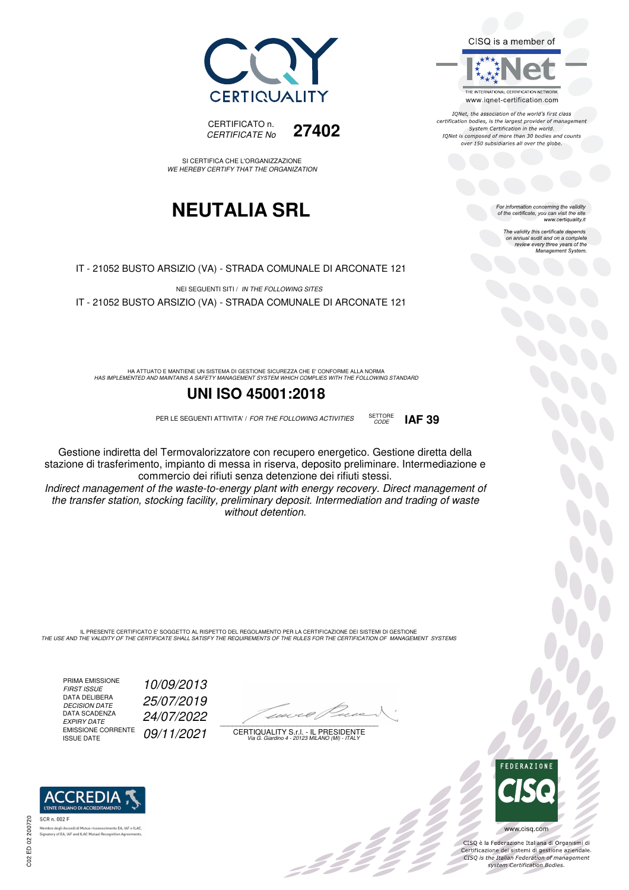CERTIQUALITY

CERTIFICATO n.
*CERTIFICATE No* **27402**

SI CERTIFICA CHE L'ORGANIZZAZIONE
*WE HEREBY CERTIFY THAT THE ORGANIZATION*

# NEUTALIA SRL

IT - 21052 BUSTO ARSIZIO (VA) - STRADA COMUNALE DI ARCONATE 121

NEI SEGUENTI SITI / *IN THE FOLLOWING SITES*

IT - 21052 BUSTO ARSIZIO (VA) - STRADA COMUNALE DI ARCONATE 121

HA ATTUATO E MANTIENE UN SISTEMA DI GESTIONE SICUREZZA CHE E' CONFORME ALLA NORMA
*HAS IMPLEMENTED AND MAINTAINS A SAFETY MANAGEMENT SYSTEM WHICH COMPLIES WITH THE FOLLOWING STANDARD*

## UNI ISO 45001:2018

PER LE SEGUENTI ATTIVITA' / *FOR THE FOLLOWING ACTIVITIES* SETTORE *CODE* **IAF 39**

Gestione indiretta del Termovalorizzatore con recupero energetico. Gestione diretta della stazione di trasferimento, impianto di messa in riserva, deposito preliminare. Intermediazione e commercio dei rifiuti senza detenzione dei rifiuti stessi.
*Indirect management of the waste-to-energy plant with energy recovery. Direct management of the transfer station, stocking facility, preliminary deposit. Intermediation and trading of waste without detention.*

IL PRESENTE CERTIFICATO E' SOGGETTO AL RISPETTO DEL REGOLAMENTO PER LA CERTIFICAZIONE DEI SISTEMI DI GESTIONE
*THE USE AND THE VALIDITY OF THE CERTIFICATE SHALL SATISFY THE REQUIREMENTS OF THE RULES FOR THE CERTIFICATION OF MANAGEMENT SYSTEMS*

PRIMA EMISSIONE *FIRST ISSUE* *10/09/2013*
DATA DELIBERA *DECISION DATE* *25/07/2019*
DATA SCADENZA *EXPIRY DATE* *24/07/2022*
EMISSIONE CORRENTE ISSUE DATE *09/11/2021*

CERTIQUALITY S.r.l. - IL PRESIDENTE
*Via G. Giardino 4 - 20123 MILANO (MI) - ITALY*

CISQ is a member of IQNet
THE INTERNATIONAL CERTIFICATION NETWORK
www.iqnet-certification.com

*IQNet, the association of the world's first class certification bodies, is the largest provider of management System Certification in the world. IQNet is composed of more than 30 bodies and counts over 150 subsidiaries all over the globe.*

*For information concerning the validity of the certificate, you can visit the site www.certiquality.it*

*The validity this certificate depends on annual audit and on a complete review every three years of the Management System.*

ACCREDIA L'ENTE ITALIANO DI ACCREDITAMENTO
SCR n. 002 F
Membro degli Accordi di Mutuo riconoscimento EA, IAF e ILAC.
Signatory of EA, IAF and ILAC Mutual Recognition Agreements.

FEDERAZIONE CISQ
www.cisq.com
CISQ è la Federazione Italiana di Organismi di Certificazione dei sistemi di gestione aziendale.
*CISQ is the Italian Federation of management system Certification Bodies.*

C02 ED 02 200720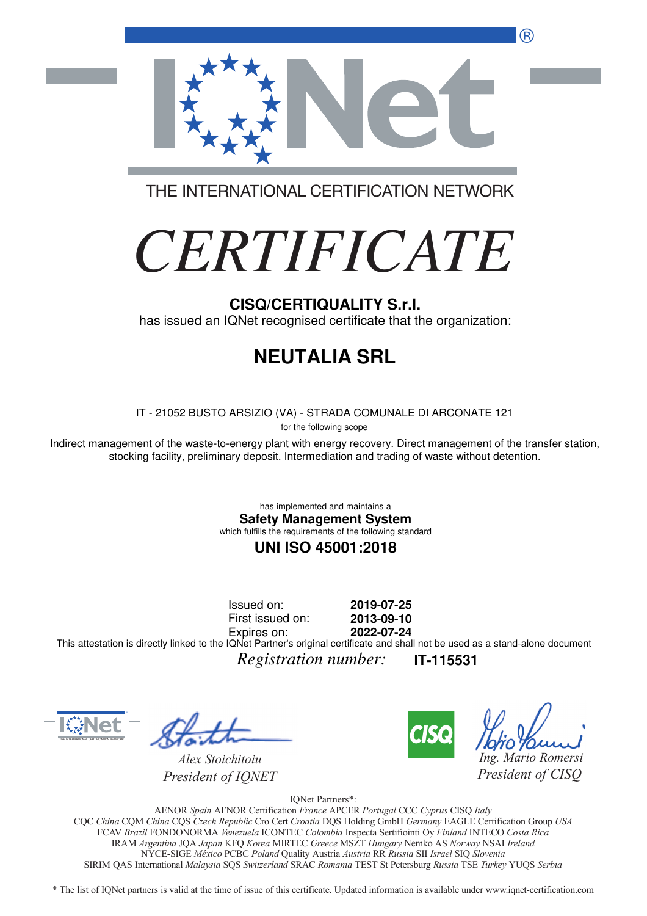THE INTERNATIONAL CERTIFICATION NETWORK

# *CERTIFICATE*

**CISQ/CERTIQUALITY S.r.l.**

has issued an IQNet recognised certificate that the organization:

## NEUTALIA SRL

IT - 21052 BUSTO ARSIZIO (VA) - STRADA COMUNALE DI ARCONATE 121

for the following scope

Indirect management of the waste-to-energy plant with energy recovery. Direct management of the transfer station, stocking facility, preliminary deposit. Intermediation and trading of waste without detention.

has implemented and maintains a

**Safety Management System**

which fulfills the requirements of the following standard

**UNI ISO 45001:2018**

Issued on: **2019-07-25**
First issued on: **2013-09-10**
Expires on: **2022-07-24**

This attestation is directly linked to the IQNet Partner's original certificate and shall not be used as a stand-alone document

*Registration number:* **IT-115531**

*Alex Stoichitoiu*
*President of IQNET*

*Ing. Mario Romersi*
*President of CISQ*

IQNet Partners*:

AENOR *Spain* AFNOR Certification *France* APCER *Portugal* CCC *Cyprus* CISQ *Italy*
CQC *China* CQM *China* CQS *Czech Republic* Cro Cert *Croatia* DQS Holding GmbH *Germany* EAGLE Certification Group *USA*
FCAV *Brazil* FONDONORMA *Venezuela* ICONTEC *Colombia* Inspecta Sertifiointi Oy *Finland* INTECO *Costa Rica*
IRAM *Argentina* JQA *Japan* KFQ *Korea* MIRTEC *Greece* MSZT *Hungary* Nemko AS *Norway* NSAI *Ireland*
NYCE-SIGE *México* PCBC *Poland* Quality Austria *Austria* RR *Russia* SII *Israel* SIQ *Slovenia*
SIRIM QAS International *Malaysia* SQS *Switzerland* SRAC *Romania* TEST St Petersburg *Russia* TSE *Turkey* YUQS *Serbia*

\* The list of IQNet partners is valid at the time of issue of this certificate. Updated information is available under www.iqnet-certification.com